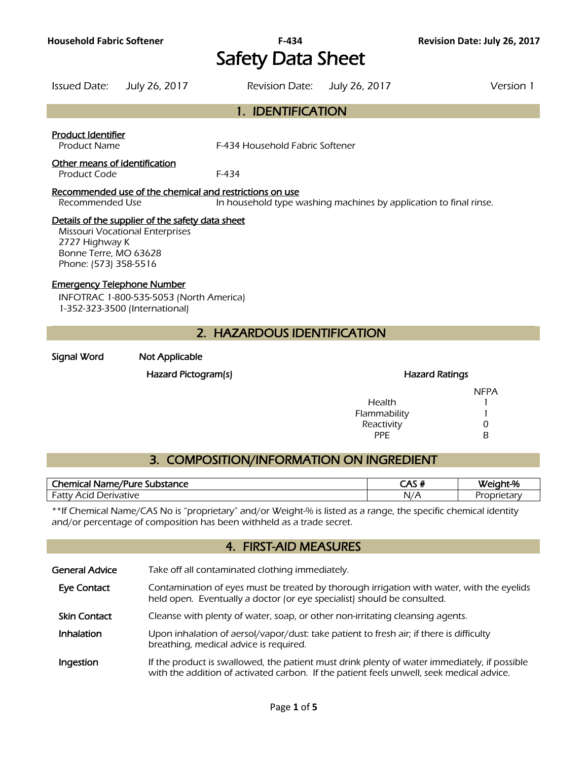**Household Fabric Softener** **F-434** **Revision Date: July 26, 2017**

# Safety Data Sheet

Issued Date: July 26, 2017 Revision Date: July 26, 2017 Version 1

## 1. IDENTIFICATION

**Product Identifier**

Product Name: F-434 Household Fabric Softener

**Other means of identification**

Product Code: F-434

**Recommended use of the chemical and restrictions on use**

Recommended Use: In household type washing machines by application to final rinse.

**Details of the supplier of the safety data sheet**

Missouri Vocational Enterprises
2727 Highway K
Bonne Terre, MO 63628
Phone: (573) 358-5516

**Emergency Telephone Number**

INFOTRAC 1-800-535-5053 (North America)
1-352-323-3500 (International)

## 2. HAZARDOUS IDENTIFICATION

**Signal Word** Not Applicable

**Hazard Pictogram(s)**

**Hazard Ratings**

| | NFPA |
|---|---|
| Health | 1 |
| Flammability | 1 |
| Reactivity | 0 |
| PPE | B |

## 3. COMPOSITION/INFORMATION ON INGREDIENT

| Chemical Name/Pure Substance | CAS # | Weight-% |
|---|---|---|
| Fatty Acid Derivative | N/A | Proprietary |

**If Chemical Name/CAS No is "proprietary" and/or Weight-% is listed as a range, the specific chemical identity and/or percentage of composition has been withheld as a trade secret.

## 4. FIRST-AID MEASURES

**General Advice** Take off all contaminated clothing immediately.

**Eye Contact** Contamination of eyes must be treated by thorough irrigation with water, with the eyelids held open. Eventually a doctor (or eye specialist) should be consulted.

**Skin Contact** Cleanse with plenty of water, soap, or other non-irritating cleansing agents.

**Inhalation** Upon inhalation of aerosol/vapor/dust: take patient to fresh air; if there is difficulty breathing, medical advice is required.

**Ingestion** If the product is swallowed, the patient must drink plenty of water immediately, if possible with the addition of activated carbon. If the patient feels unwell, seek medical advice.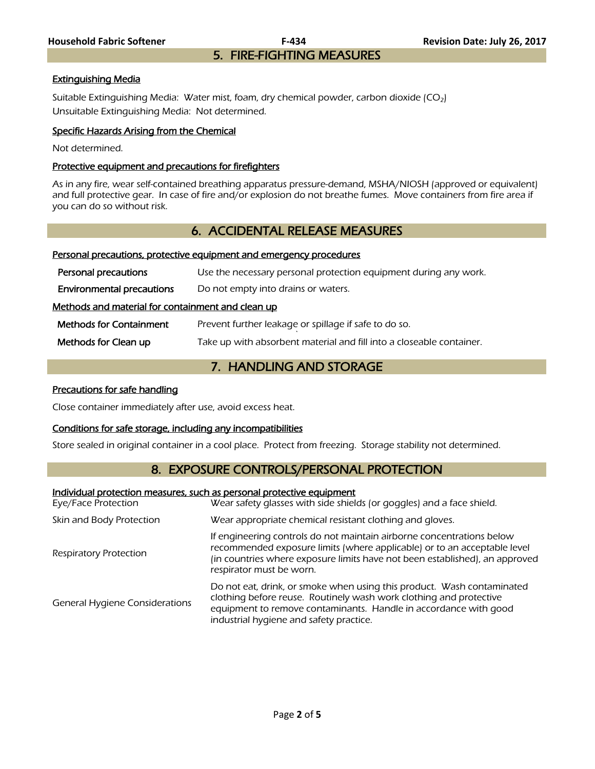## 5. FIRE-FIGHTING MEASURES

### Extinguishing Media

Suitable Extinguishing Media: Water mist, foam, dry chemical powder, carbon dioxide ($CO_2$)

Unsuitable Extinguishing Media: Not determined.

### Specific Hazards Arising from the Chemical

Not determined.

### Protective equipment and precautions for firefighters

As in any fire, wear self-contained breathing apparatus pressure-demand, MSHA/NIOSH (approved or equivalent) and full protective gear. In case of fire and/or explosion do not breathe fumes. Move containers from fire area if you can do so without risk.

## 6. ACCIDENTAL RELEASE MEASURES

### Personal precautions, protective equipment and emergency procedures

| | |
|---|---|
| **Personal precautions** | Use the necessary personal protection equipment during any work. |
| **Environmental precautions** | Do not empty into drains or waters. |

### Methods and material for containment and clean up

| | |
|---|---|
| **Methods for Containment** | Prevent further leakage or spillage if safe to do so. |
| **Methods for Clean up** | Take up with absorbent material and fill into a closeable container. |

## 7. HANDLING AND STORAGE

### Precautions for safe handling

Close container immediately after use, avoid excess heat.

### Conditions for safe storage, including any incompatibilities

Store sealed in original container in a cool place. Protect from freezing. Storage stability not determined.

## 8. EXPOSURE CONTROLS/PERSONAL PROTECTION

### Individual protection measures, such as personal protective equipment

| | |
|---|---|
| Eye/Face Protection | Wear safety glasses with side shields (or goggles) and a face shield. |
| Skin and Body Protection | Wear appropriate chemical resistant clothing and gloves. |
| Respiratory Protection | If engineering controls do not maintain airborne concentrations below recommended exposure limits (where applicable) or to an acceptable level (in countries where exposure limits have not been established), an approved respirator must be worn. |
| General Hygiene Considerations | Do not eat, drink, or smoke when using this product. Wash contaminated clothing before reuse. Routinely wash work clothing and protective equipment to remove contaminants. Handle in accordance with good industrial hygiene and safety practice. |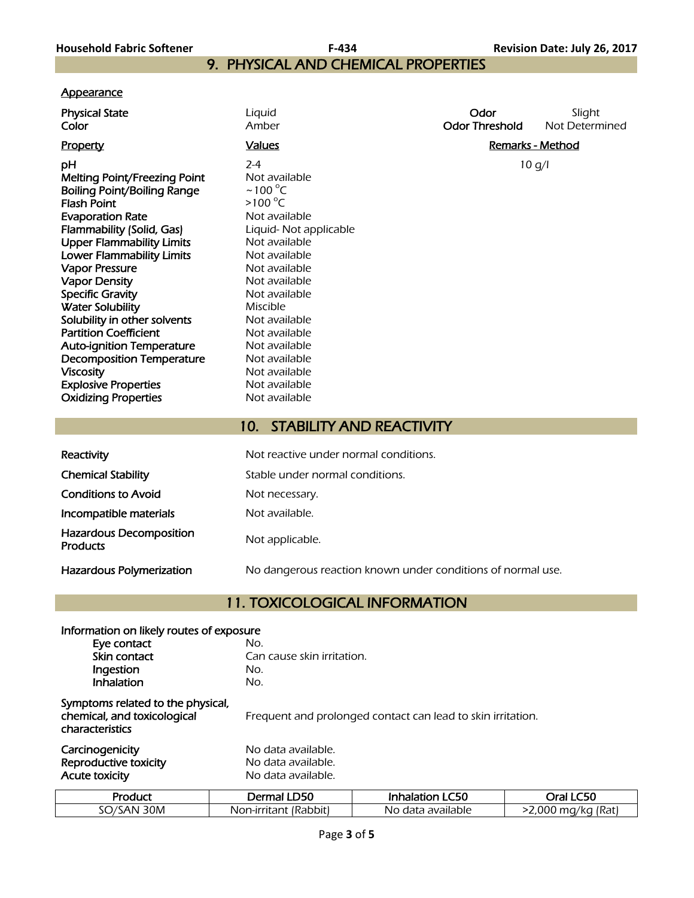## 9. PHYSICAL AND CHEMICAL PROPERTIES

### Appearance

| | | | |
|---|---|---|---|
| **Physical State** | Liquid | **Odor** | Slight |
| **Color** | Amber | **Odor Threshold** | Not Determined |

| Property | Values | Remarks - Method |
|---|---|---|
| **pH** | 2-4 | 10 g/l |
| **Melting Point/Freezing Point** | Not available | |
| **Boiling Point/Boiling Range** | ~100 °C | |
| **Flash Point** | >100 °C | |
| **Evaporation Rate** | Not available | |
| **Flammability (Solid, Gas)** | Liquid- Not applicable | |
| **Upper Flammability Limits** | Not available | |
| **Lower Flammability Limits** | Not available | |
| **Vapor Pressure** | Not available | |
| **Vapor Density** | Not available | |
| **Specific Gravity** | Not available | |
| **Water Solubility** | Miscible | |
| **Solubility in other solvents** | Not available | |
| **Partition Coefficient** | Not available | |
| **Auto-ignition Temperature** | Not available | |
| **Decomposition Temperature** | Not available | |
| **Viscosity** | Not available | |
| **Explosive Properties** | Not available | |
| **Oxidizing Properties** | Not available | |

## 10. STABILITY AND REACTIVITY

| | |
|---|---|
| **Reactivity** | Not reactive under normal conditions. |
| **Chemical Stability** | Stable under normal conditions. |
| **Conditions to Avoid** | Not necessary. |
| **Incompatible materials** | Not available. |
| **Hazardous Decomposition Products** | Not applicable. |
| **Hazardous Polymerization** | No dangerous reaction known under conditions of normal use. |

## 11. TOXICOLOGICAL INFORMATION

**Information on likely routes of exposure**

| | |
|---|---|
| **Eye contact** | No. |
| **Skin contact** | Can cause skin irritation. |
| **Ingestion** | No. |
| **Inhalation** | No. |

| | |
|---|---|
| **Symptoms related to the physical, chemical, and toxicological characteristics** | Frequent and prolonged contact can lead to skin irritation. |
| **Carcinogenicity** | No data available. |
| **Reproductive toxicity** | No data available. |
| **Acute toxicity** | No data available. |

| Product | Dermal LD50 | Inhalation LC50 | Oral LC50 |
|---|---|---|---|
| SO/SAN 30M | Non-irritant (Rabbit) | No data available | >2,000 mg/kg (Rat) |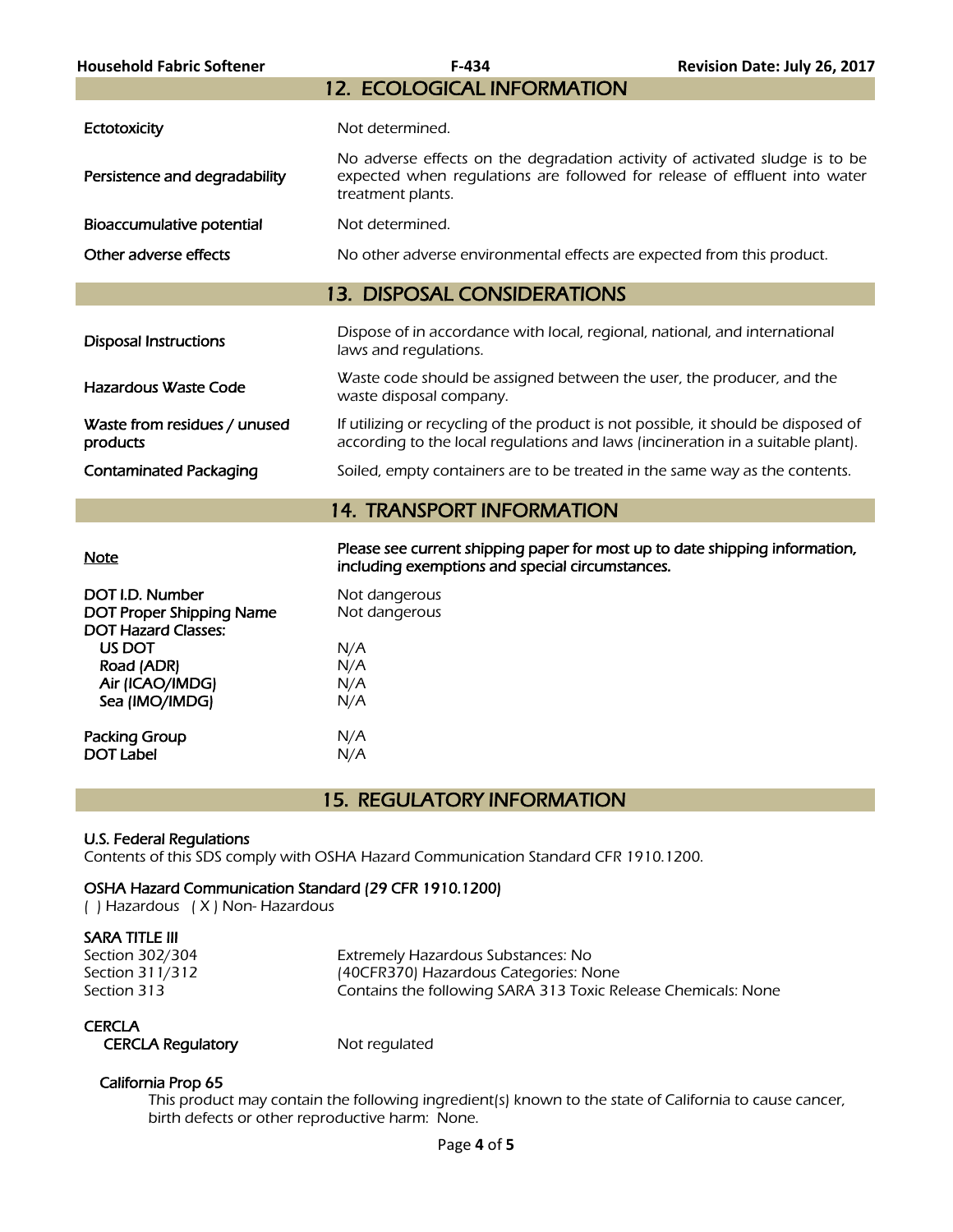## 12. ECOLOGICAL INFORMATION

| | |
|---|---|
| **Ectotoxicity** | Not determined. |
| **Persistence and degradability** | No adverse effects on the degradation activity of activated sludge is to be expected when regulations are followed for release of effluent into water treatment plants. |
| **Bioaccumulative potential** | Not determined. |
| **Other adverse effects** | No other adverse environmental effects are expected from this product. |

## 13. DISPOSAL CONSIDERATIONS

| | |
|---|---|
| **Disposal Instructions** | Dispose of in accordance with local, regional, national, and international laws and regulations. |
| **Hazardous Waste Code** | Waste code should be assigned between the user, the producer, and the waste disposal company. |
| **Waste from residues / unused products** | If utilizing or recycling of the product is not possible, it should be disposed of according to the local regulations and laws (incineration in a suitable plant). |
| **Contaminated Packaging** | Soiled, empty containers are to be treated in the same way as the contents. |

## 14. TRANSPORT INFORMATION

**Note** — **Please see current shipping paper for most up to date shipping information, including exemptions and special circumstances.**

| | |
|---|---|
| **DOT I.D. Number** | Not dangerous |
| **DOT Proper Shipping Name** | Not dangerous |
| **DOT Hazard Classes:** | |
| **US DOT** | N/A |
| **Road (ADR)** | N/A |
| **Air (ICAO/IMDG)** | N/A |
| **Sea (IMO/IMDG)** | N/A |
| **Packing Group** | N/A |
| **DOT Label** | N/A |

## 15. REGULATORY INFORMATION

**U.S. Federal Regulations**
Contents of this SDS comply with OSHA Hazard Communication Standard CFR 1910.1200.

**OSHA Hazard Communication Standard (29 CFR 1910.1200)**
( ) Hazardous ( X ) Non- Hazardous

**SARA TITLE III**

| | |
|---|---|
| Section 302/304 | Extremely Hazardous Substances: No |
| Section 311/312 | (40CFR370) Hazardous Categories: None |
| Section 313 | Contains the following SARA 313 Toxic Release Chemicals: None |

**CERCLA**

**CERCLA Regulatory** — Not regulated

**California Prop 65**

This product may contain the following ingredient(s) known to the state of California to cause cancer, birth defects or other reproductive harm: None.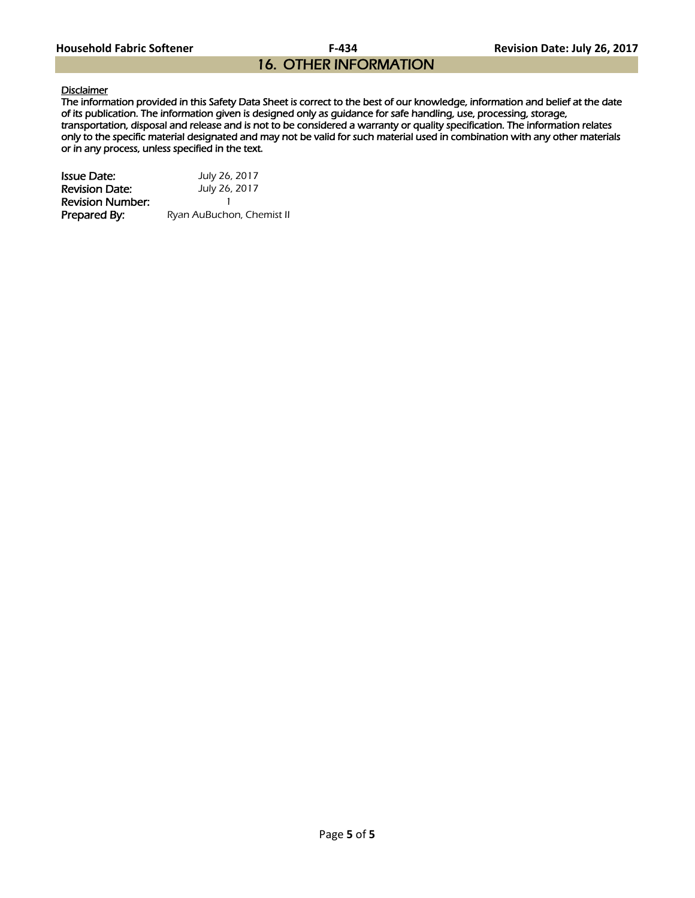## 16. OTHER INFORMATION

Disclaimer

The information provided in this Safety Data Sheet is correct to the best of our knowledge, information and belief at the date of its publication. The information given is designed only as guidance for safe handling, use, processing, storage, transportation, disposal and release and is not to be considered a warranty or quality specification. The information relates only to the specific material designated and may not be valid for such material used in combination with any other materials or in any process, unless specified in the text.

| | |
|---|---|
| **Issue Date:** | July 26, 2017 |
| **Revision Date:** | July 26, 2017 |
| **Revision Number:** | 1 |
| **Prepared By:** | Ryan AuBuchon, Chemist II |